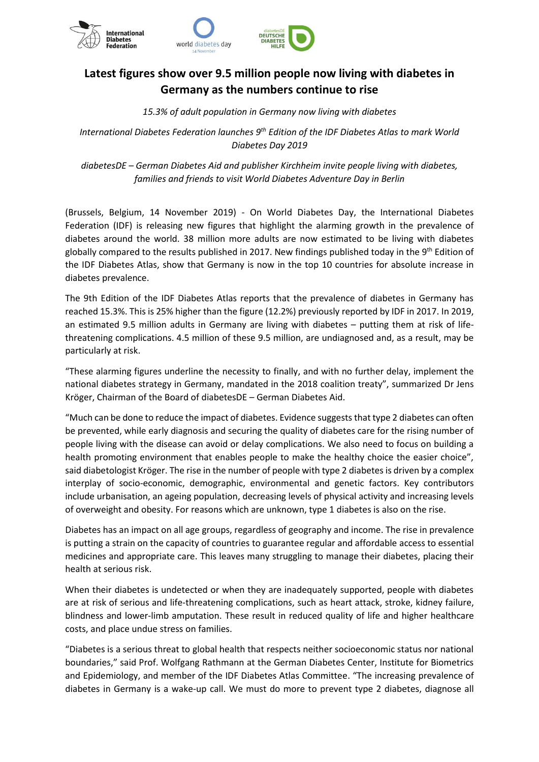# Latest figures show over 9.5 million people now living with diabetes in Germany as the numbers continue to rise

*15.3% of adult population in Germany now living with diabetes*

*International Diabetes Federation launches 9th Edition of the IDF Diabetes Atlas to mark World Diabetes Day 2019*

*diabetesDE – German Diabetes Aid and publisher Kirchheim invite people living with diabetes, families and friends to visit World Diabetes Adventure Day in Berlin*

(Brussels, Belgium, 14 November 2019) - On World Diabetes Day, the International Diabetes Federation (IDF) is releasing new figures that highlight the alarming growth in the prevalence of diabetes around the world. 38 million more adults are now estimated to be living with diabetes globally compared to the results published in 2017. New findings published today in the 9th Edition of the IDF Diabetes Atlas, show that Germany is now in the top 10 countries for absolute increase in diabetes prevalence.

The 9th Edition of the IDF Diabetes Atlas reports that the prevalence of diabetes in Germany has reached 15.3%. This is 25% higher than the figure (12.2%) previously reported by IDF in 2017. In 2019, an estimated 9.5 million adults in Germany are living with diabetes – putting them at risk of life-threatening complications. 4.5 million of these 9.5 million, are undiagnosed and, as a result, may be particularly at risk.

"These alarming figures underline the necessity to finally, and with no further delay, implement the national diabetes strategy in Germany, mandated in the 2018 coalition treaty", summarized Dr Jens Kröger, Chairman of the Board of diabetesDE – German Diabetes Aid.

"Much can be done to reduce the impact of diabetes. Evidence suggests that type 2 diabetes can often be prevented, while early diagnosis and securing the quality of diabetes care for the rising number of people living with the disease can avoid or delay complications. We also need to focus on building a health promoting environment that enables people to make the healthy choice the easier choice", said diabetologist Kröger. The rise in the number of people with type 2 diabetes is driven by a complex interplay of socio-economic, demographic, environmental and genetic factors. Key contributors include urbanisation, an ageing population, decreasing levels of physical activity and increasing levels of overweight and obesity. For reasons which are unknown, type 1 diabetes is also on the rise.

Diabetes has an impact on all age groups, regardless of geography and income. The rise in prevalence is putting a strain on the capacity of countries to guarantee regular and affordable access to essential medicines and appropriate care. This leaves many struggling to manage their diabetes, placing their health at serious risk.

When their diabetes is undetected or when they are inadequately supported, people with diabetes are at risk of serious and life-threatening complications, such as heart attack, stroke, kidney failure, blindness and lower-limb amputation. These result in reduced quality of life and higher healthcare costs, and place undue stress on families.

"Diabetes is a serious threat to global health that respects neither socioeconomic status nor national boundaries," said Prof. Wolfgang Rathmann at the German Diabetes Center, Institute for Biometrics and Epidemiology, and member of the IDF Diabetes Atlas Committee. "The increasing prevalence of diabetes in Germany is a wake-up call. We must do more to prevent type 2 diabetes, diagnose all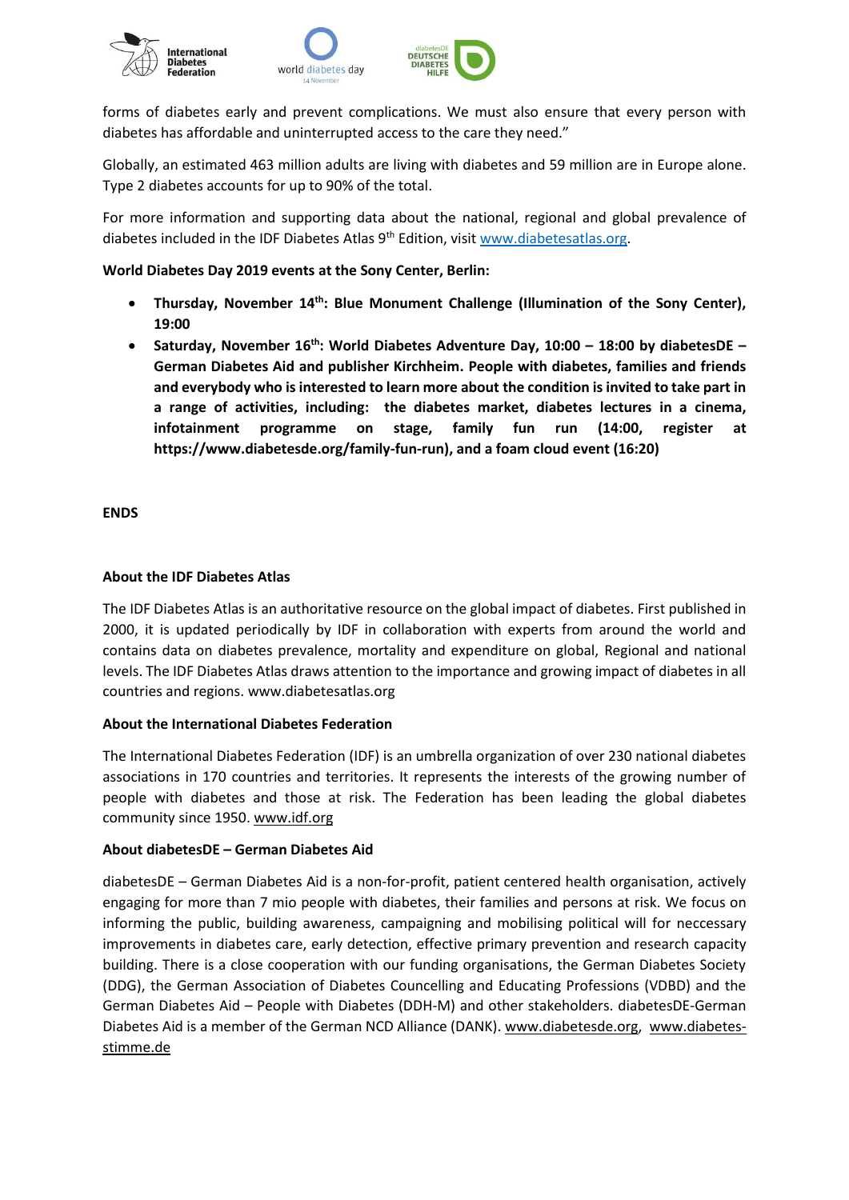forms of diabetes early and prevent complications. We must also ensure that every person with diabetes has affordable and uninterrupted access to the care they need."

Globally, an estimated 463 million adults are living with diabetes and 59 million are in Europe alone. Type 2 diabetes accounts for up to 90% of the total.

For more information and supporting data about the national, regional and global prevalence of diabetes included in the IDF Diabetes Atlas 9th Edition, visit www.diabetesatlas.org.

**World Diabetes Day 2019 events at the Sony Center, Berlin:**

- **Thursday, November 14th: Blue Monument Challenge (Illumination of the Sony Center), 19:00**
- **Saturday, November 16th: World Diabetes Adventure Day, 10:00 – 18:00 by diabetesDE – German Diabetes Aid and publisher Kirchheim. People with diabetes, families and friends and everybody who is interested to learn more about the condition is invited to take part in a range of activities, including: the diabetes market, diabetes lectures in a cinema, infotainment programme on stage, family fun run (14:00, register at https://www.diabetesde.org/family-fun-run), and a foam cloud event (16:20)**

**ENDS**

**About the IDF Diabetes Atlas**

The IDF Diabetes Atlas is an authoritative resource on the global impact of diabetes. First published in 2000, it is updated periodically by IDF in collaboration with experts from around the world and contains data on diabetes prevalence, mortality and expenditure on global, Regional and national levels. The IDF Diabetes Atlas draws attention to the importance and growing impact of diabetes in all countries and regions. www.diabetesatlas.org

**About the International Diabetes Federation**

The International Diabetes Federation (IDF) is an umbrella organization of over 230 national diabetes associations in 170 countries and territories. It represents the interests of the growing number of people with diabetes and those at risk. The Federation has been leading the global diabetes community since 1950. www.idf.org

**About diabetesDE – German Diabetes Aid**

diabetesDE – German Diabetes Aid is a non-for-profit, patient centered health organisation, actively engaging for more than 7 mio people with diabetes, their families and persons at risk. We focus on informing the public, building awareness, campaigning and mobilising political will for neccessary improvements in diabetes care, early detection, effective primary prevention and research capacity building. There is a close cooperation with our funding organisations, the German Diabetes Society (DDG), the German Association of Diabetes Councelling and Educating Professions (VDBD) and the German Diabetes Aid – People with Diabetes (DDH-M) and other stakeholders. diabetesDE-German Diabetes Aid is a member of the German NCD Alliance (DANK). www.diabetesde.org, www.diabetes-stimme.de